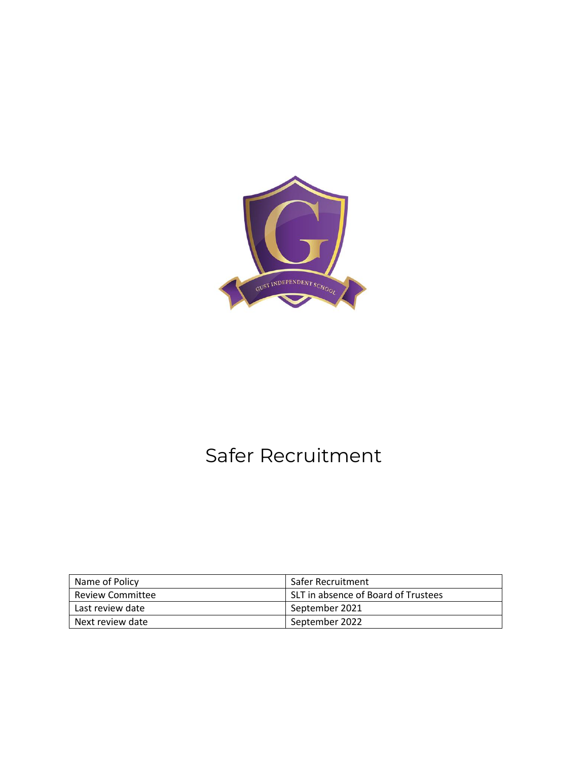# Safer Recruitment

| Name of Policy | Safer Recruitment |
|---|---|
| Review Committee | SLT in absence of Board of Trustees |
| Last review date | September 2021 |
| Next review date | September 2022 |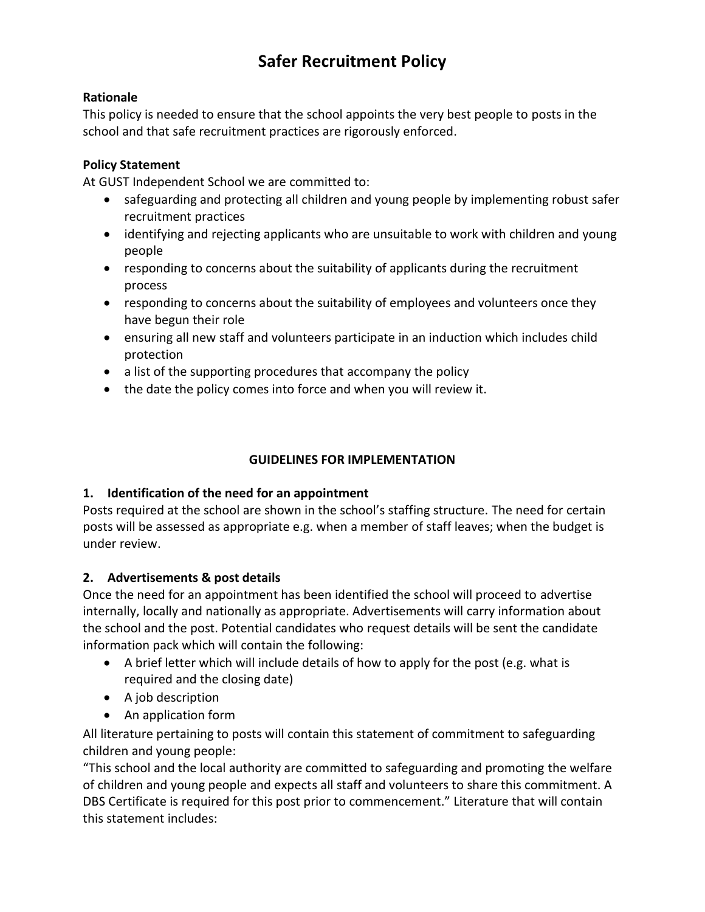# Safer Recruitment Policy

**Rationale**

This policy is needed to ensure that the school appoints the very best people to posts in the school and that safe recruitment practices are rigorously enforced.

**Policy Statement**

At GUST Independent School we are committed to:

- safeguarding and protecting all children and young people by implementing robust safer recruitment practices
- identifying and rejecting applicants who are unsuitable to work with children and young people
- responding to concerns about the suitability of applicants during the recruitment process
- responding to concerns about the suitability of employees and volunteers once they have begun their role
- ensuring all new staff and volunteers participate in an induction which includes child protection
- a list of the supporting procedures that accompany the policy
- the date the policy comes into force and when you will review it.

## GUIDELINES FOR IMPLEMENTATION

### 1. Identification of the need for an appointment

Posts required at the school are shown in the school's staffing structure. The need for certain posts will be assessed as appropriate e.g. when a member of staff leaves; when the budget is under review.

### 2. Advertisements & post details

Once the need for an appointment has been identified the school will proceed to advertise internally, locally and nationally as appropriate. Advertisements will carry information about the school and the post. Potential candidates who request details will be sent the candidate information pack which will contain the following:

- A brief letter which will include details of how to apply for the post (e.g. what is required and the closing date)
- A job description
- An application form

All literature pertaining to posts will contain this statement of commitment to safeguarding children and young people:

"This school and the local authority are committed to safeguarding and promoting the welfare of children and young people and expects all staff and volunteers to share this commitment. A DBS Certificate is required for this post prior to commencement." Literature that will contain this statement includes: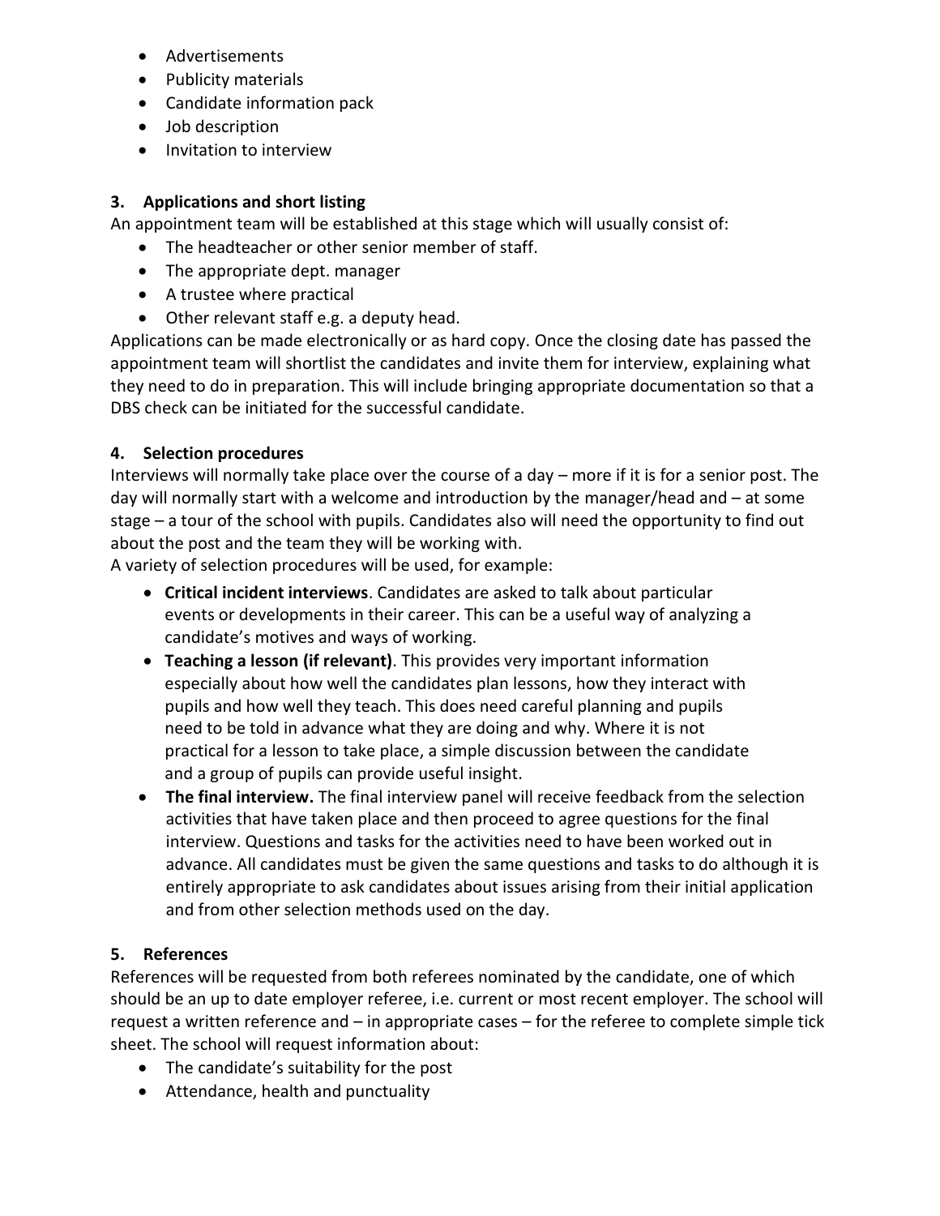- Advertisements
- Publicity materials
- Candidate information pack
- Job description
- Invitation to interview

### 3. Applications and short listing

An appointment team will be established at this stage which will usually consist of:

- The headteacher or other senior member of staff.
- The appropriate dept. manager
- A trustee where practical
- Other relevant staff e.g. a deputy head.

Applications can be made electronically or as hard copy. Once the closing date has passed the appointment team will shortlist the candidates and invite them for interview, explaining what they need to do in preparation. This will include bringing appropriate documentation so that a DBS check can be initiated for the successful candidate.

### 4. Selection procedures

Interviews will normally take place over the course of a day – more if it is for a senior post. The day will normally start with a welcome and introduction by the manager/head and – at some stage – a tour of the school with pupils. Candidates also will need the opportunity to find out about the post and the team they will be working with.

A variety of selection procedures will be used, for example:

- **Critical incident interviews**. Candidates are asked to talk about particular events or developments in their career. This can be a useful way of analyzing a candidate's motives and ways of working.
- **Teaching a lesson (if relevant)**. This provides very important information especially about how well the candidates plan lessons, how they interact with pupils and how well they teach. This does need careful planning and pupils need to be told in advance what they are doing and why. Where it is not practical for a lesson to take place, a simple discussion between the candidate and a group of pupils can provide useful insight.
- **The final interview.** The final interview panel will receive feedback from the selection activities that have taken place and then proceed to agree questions for the final interview. Questions and tasks for the activities need to have been worked out in advance. All candidates must be given the same questions and tasks to do although it is entirely appropriate to ask candidates about issues arising from their initial application and from other selection methods used on the day.

### 5. References

References will be requested from both referees nominated by the candidate, one of which should be an up to date employer referee, i.e. current or most recent employer. The school will request a written reference and – in appropriate cases – for the referee to complete simple tick sheet. The school will request information about:

- The candidate's suitability for the post
- Attendance, health and punctuality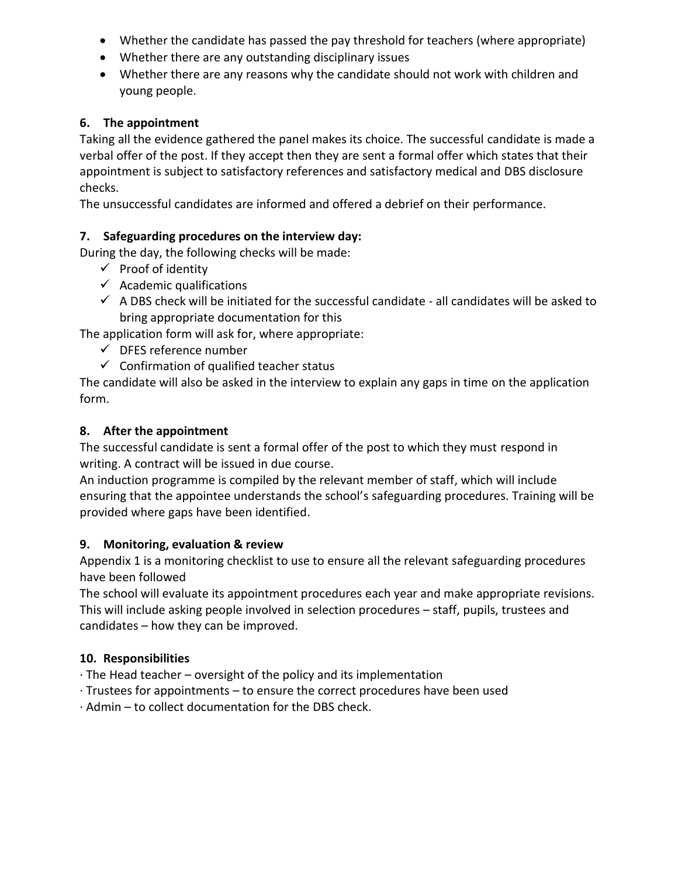- Whether the candidate has passed the pay threshold for teachers (where appropriate)
- Whether there are any outstanding disciplinary issues
- Whether there are any reasons why the candidate should not work with children and young people.

**6. The appointment**

Taking all the evidence gathered the panel makes its choice. The successful candidate is made a verbal offer of the post. If they accept then they are sent a formal offer which states that their appointment is subject to satisfactory references and satisfactory medical and DBS disclosure checks.

The unsuccessful candidates are informed and offered a debrief on their performance.

**7. Safeguarding procedures on the interview day:**

During the day, the following checks will be made:

- ✓ Proof of identity
- ✓ Academic qualifications
- ✓ A DBS check will be initiated for the successful candidate - all candidates will be asked to bring appropriate documentation for this

The application form will ask for, where appropriate:

- ✓ DFES reference number
- ✓ Confirmation of qualified teacher status

The candidate will also be asked in the interview to explain any gaps in time on the application form.

**8. After the appointment**

The successful candidate is sent a formal offer of the post to which they must respond in writing. A contract will be issued in due course.

An induction programme is compiled by the relevant member of staff, which will include ensuring that the appointee understands the school's safeguarding procedures. Training will be provided where gaps have been identified.

**9. Monitoring, evaluation & review**

Appendix 1 is a monitoring checklist to use to ensure all the relevant safeguarding procedures have been followed

The school will evaluate its appointment procedures each year and make appropriate revisions. This will include asking people involved in selection procedures – staff, pupils, trustees and candidates – how they can be improved.

**10. Responsibilities**

· The Head teacher – oversight of the policy and its implementation

· Trustees for appointments – to ensure the correct procedures have been used

· Admin – to collect documentation for the DBS check.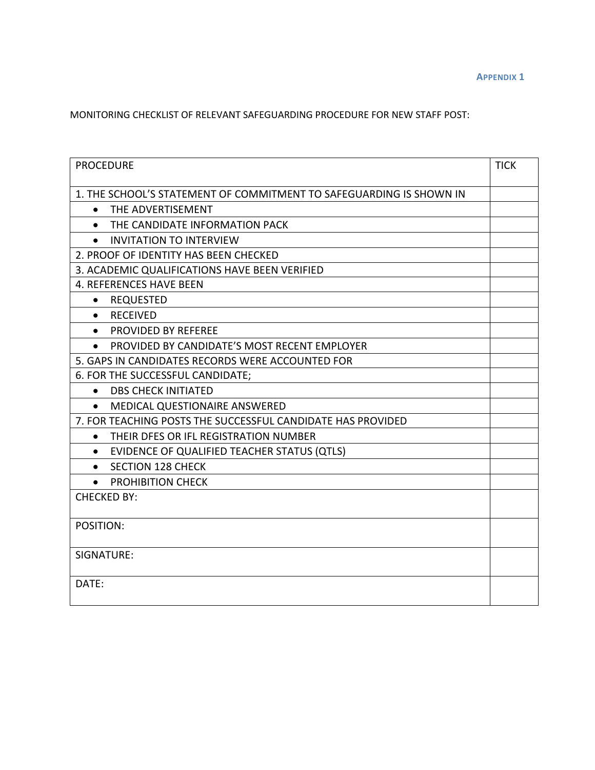**APPENDIX 1**

MONITORING CHECKLIST OF RELEVANT SAFEGUARDING PROCEDURE FOR NEW STAFF POST:

| PROCEDURE | TICK |
|---|---|
| 1. THE SCHOOL'S STATEMENT OF COMMITMENT TO SAFEGUARDING IS SHOWN IN | |
| • THE ADVERTISEMENT | |
| • THE CANDIDATE INFORMATION PACK | |
| • INVITATION TO INTERVIEW | |
| 2. PROOF OF IDENTITY HAS BEEN CHECKED | |
| 3. ACADEMIC QUALIFICATIONS HAVE BEEN VERIFIED | |
| 4. REFERENCES HAVE BEEN | |
| • REQUESTED | |
| • RECEIVED | |
| • PROVIDED BY REFEREE | |
| • PROVIDED BY CANDIDATE'S MOST RECENT EMPLOYER | |
| 5. GAPS IN CANDIDATES RECORDS WERE ACCOUNTED FOR | |
| 6. FOR THE SUCCESSFUL CANDIDATE; | |
| • DBS CHECK INITIATED | |
| • MEDICAL QUESTIONAIRE ANSWERED | |
| 7. FOR TEACHING POSTS THE SUCCESSFUL CANDIDATE HAS PROVIDED | |
| • THEIR DFES OR IFL REGISTRATION NUMBER | |
| • EVIDENCE OF QUALIFIED TEACHER STATUS (QTLS) | |
| • SECTION 128 CHECK | |
| • PROHIBITION CHECK | |
| CHECKED BY: | |
| POSITION: | |
| SIGNATURE: | |
| DATE: | |